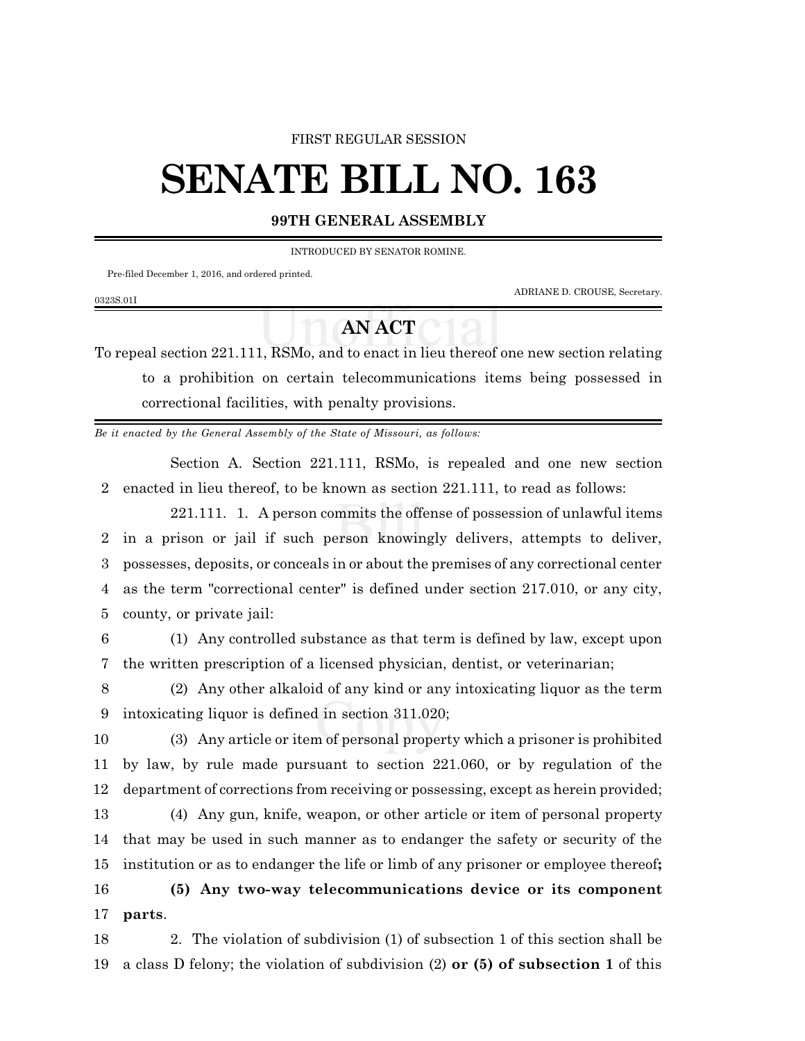FIRST REGULAR SESSION

# SENATE BILL NO. 163

**99TH GENERAL ASSEMBLY**

INTRODUCED BY SENATOR ROMINE.

Pre-filed December 1, 2016, and ordered printed.

ADRIANE D. CROUSE, Secretary.

0323S.01I

## AN ACT

To repeal section 221.111, RSMo, and to enact in lieu thereof one new section relating to a prohibition on certain telecommunications items being possessed in correctional facilities, with penalty provisions.

*Be it enacted by the General Assembly of the State of Missouri, as follows:*

Section A. Section 221.111, RSMo, is repealed and one new section enacted in lieu thereof, to be known as section 221.111, to read as follows:

221.111. 1. A person commits the offense of possession of unlawful items in a prison or jail if such person knowingly delivers, attempts to deliver, possesses, deposits, or conceals in or about the premises of any correctional center as the term "correctional center" is defined under section 217.010, or any city, county, or private jail:

(1) Any controlled substance as that term is defined by law, except upon the written prescription of a licensed physician, dentist, or veterinarian;

(2) Any other alkaloid of any kind or any intoxicating liquor as the term intoxicating liquor is defined in section 311.020;

(3) Any article or item of personal property which a prisoner is prohibited by law, by rule made pursuant to section 221.060, or by regulation of the department of corrections from receiving or possessing, except as herein provided;

(4) Any gun, knife, weapon, or other article or item of personal property that may be used in such manner as to endanger the safety or security of the institution or as to endanger the life or limb of any prisoner or employee thereof**;**

**(5) Any two-way telecommunications device or its component parts**.

2. The violation of subdivision (1) of subsection 1 of this section shall be a class D felony; the violation of subdivision (2) **or (5) of subsection 1** of this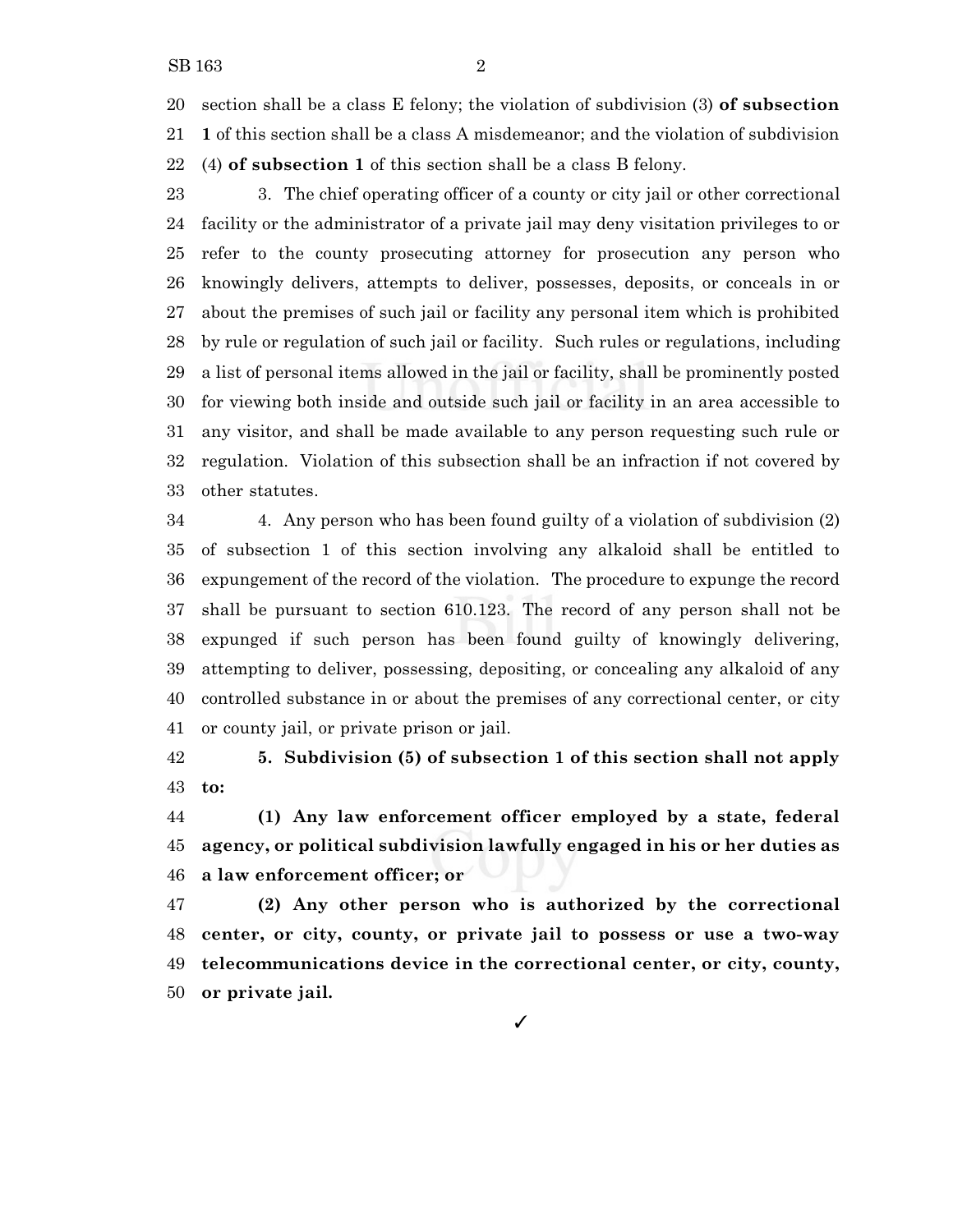section shall be a class E felony; the violation of subdivision (3) **of subsection 1** of this section shall be a class A misdemeanor; and the violation of subdivision (4) **of subsection 1** of this section shall be a class B felony.

3. The chief operating officer of a county or city jail or other correctional facility or the administrator of a private jail may deny visitation privileges to or refer to the county prosecuting attorney for prosecution any person who knowingly delivers, attempts to deliver, possesses, deposits, or conceals in or about the premises of such jail or facility any personal item which is prohibited by rule or regulation of such jail or facility. Such rules or regulations, including a list of personal items allowed in the jail or facility, shall be prominently posted for viewing both inside and outside such jail or facility in an area accessible to any visitor, and shall be made available to any person requesting such rule or regulation. Violation of this subsection shall be an infraction if not covered by other statutes.

4. Any person who has been found guilty of a violation of subdivision (2) of subsection 1 of this section involving any alkaloid shall be entitled to expungement of the record of the violation. The procedure to expunge the record shall be pursuant to section 610.123. The record of any person shall not be expunged if such person has been found guilty of knowingly delivering, attempting to deliver, possessing, depositing, or concealing any alkaloid of any controlled substance in or about the premises of any correctional center, or city or county jail, or private prison or jail.

**5. Subdivision (5) of subsection 1 of this section shall not apply to:**

**(1) Any law enforcement officer employed by a state, federal agency, or political subdivision lawfully engaged in his or her duties as a law enforcement officer; or**

**(2) Any other person who is authorized by the correctional center, or city, county, or private jail to possess or use a two-way telecommunications device in the correctional center, or city, county, or private jail.**

✓